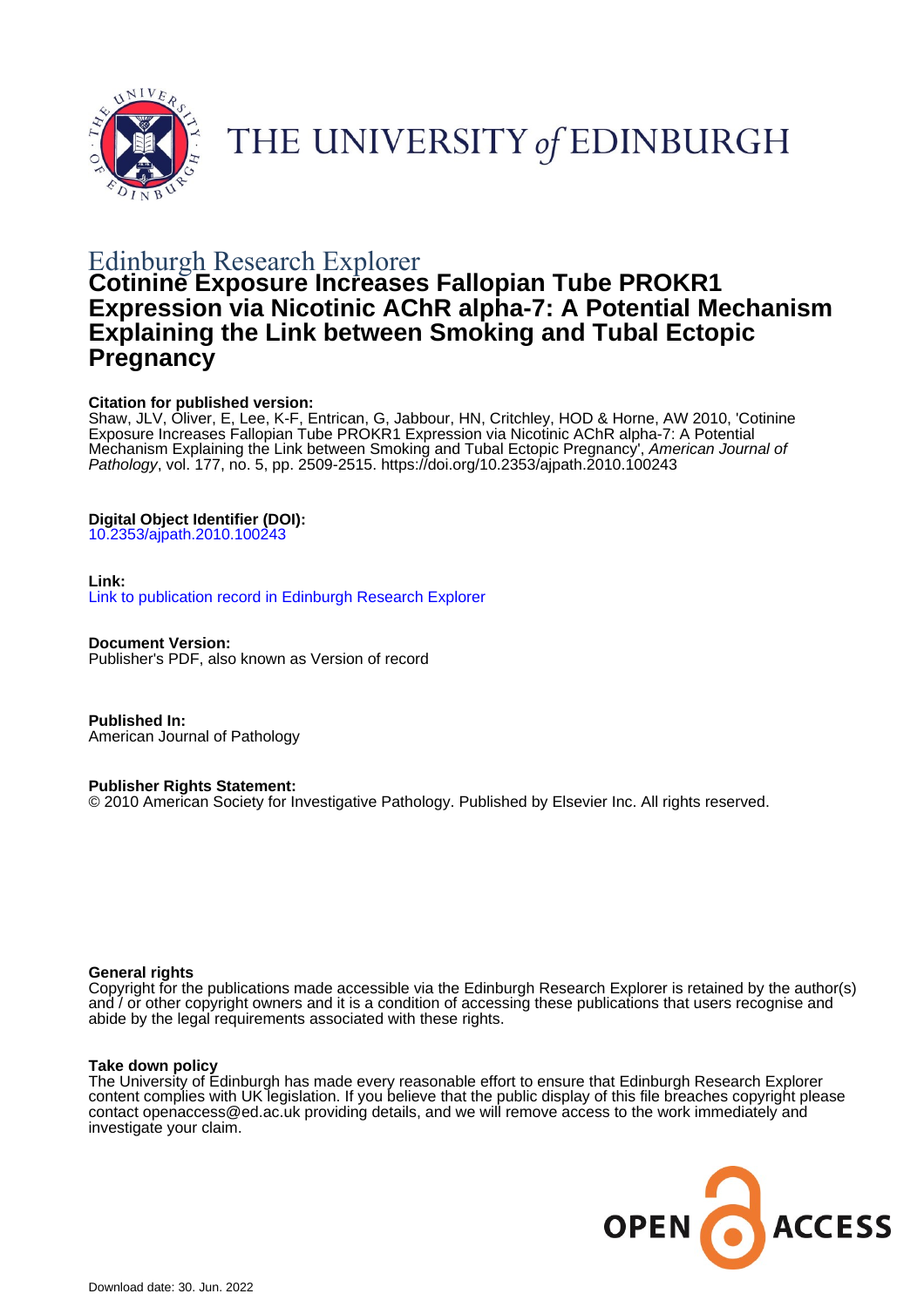THE UNIVERSITY of EDINBURGH

Edinburgh Research Explorer

# Cotinine Exposure Increases Fallopian Tube PROKR1 Expression via Nicotinic AChR alpha-7: A Potential Mechanism Explaining the Link between Smoking and Tubal Ectopic Pregnancy

**Citation for published version:**
Shaw, JLV, Oliver, E, Lee, K-F, Entrican, G, Jabbour, HN, Critchley, HOD & Horne, AW 2010, 'Cotinine Exposure Increases Fallopian Tube PROKR1 Expression via Nicotinic AChR alpha-7: A Potential Mechanism Explaining the Link between Smoking and Tubal Ectopic Pregnancy', *American Journal of Pathology*, vol. 177, no. 5, pp. 2509-2515. https://doi.org/10.2353/ajpath.2010.100243

**Digital Object Identifier (DOI):**
10.2353/ajpath.2010.100243

**Link:**
Link to publication record in Edinburgh Research Explorer

**Document Version:**
Publisher's PDF, also known as Version of record

**Published In:**
American Journal of Pathology

**Publisher Rights Statement:**
© 2010 American Society for Investigative Pathology. Published by Elsevier Inc. All rights reserved.

**General rights**
Copyright for the publications made accessible via the Edinburgh Research Explorer is retained by the author(s) and / or other copyright owners and it is a condition of accessing these publications that users recognise and abide by the legal requirements associated with these rights.

**Take down policy**
The University of Edinburgh has made every reasonable effort to ensure that Edinburgh Research Explorer content complies with UK legislation. If you believe that the public display of this file breaches copyright please contact openaccess@ed.ac.uk providing details, and we will remove access to the work immediately and investigate your claim.

Download date: 30. Jun. 2022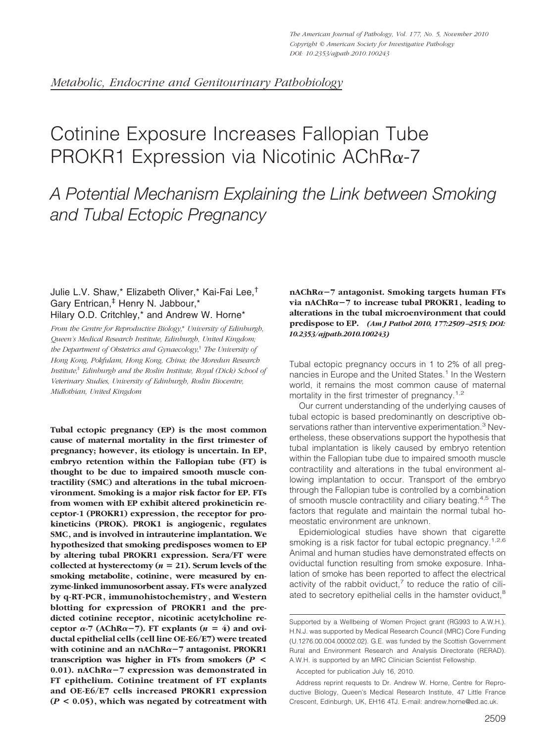*Metabolic, Endocrine and Genitourinary Pathobiology*

# Cotinine Exposure Increases Fallopian Tube PROKR1 Expression via Nicotinic AChRα-7

## *A Potential Mechanism Explaining the Link between Smoking and Tubal Ectopic Pregnancy*

Julie L.V. Shaw,* Elizabeth Oliver,* Kai-Fai Lee,† Gary Entrican,‡ Henry N. Jabbour,* Hilary O.D. Critchley,* and Andrew W. Horne*

*From the Centre for Reproductive Biology,* University of Edinburgh, Queen's Medical Research Institute, Edinburgh, United Kingdom; the Department of Obstetrics and Gynaecology,† The University of Hong Kong, Pokfulam, Hong Kong, China; the Moredun Research Institute,‡ Edinburgh and the Roslin Institute, Royal (Dick) School of Veterinary Studies, University of Edinburgh, Roslin Biocentre, Midlothian, United Kingdom*

**Tubal ectopic pregnancy (EP) is the most common cause of maternal mortality in the first trimester of pregnancy; however, its etiology is uncertain. In EP, embryo retention within the Fallopian tube (FT) is thought to be due to impaired smooth muscle contractility (SMC) and alterations in the tubal microenvironment. Smoking is a major risk factor for EP. FTs from women with EP exhibit altered prokineticin receptor-1 (PROKR1) expression, the receptor for prokineticins (PROK). PROK1 is angiogenic, regulates SMC, and is involved in intrauterine implantation. We hypothesized that smoking predisposes women to EP by altering tubal PROKR1 expression. Sera/FT were collected at hysterectomy ($n = 21$). Serum levels of the smoking metabolite, cotinine, were measured by enzyme-linked immunosorbent assay. FTs were analyzed by q-RT-PCR, immunohistochemistry, and Western blotting for expression of PROKR1 and the predicted cotinine receptor, nicotinic acetylcholine receptor α-7 (AChRα−7). FT explants ($n = 4$) and oviductal epithelial cells (cell line OE-E6/E7) were treated with cotinine and an nAChRα−7 antagonist. PROKR1 transcription was higher in FTs from smokers ($P < 0.01$). nAChRα−7 expression was demonstrated in FT epithelium. Cotinine treatment of FT explants and OE-E6/E7 cells increased PROKR1 expression ($P < 0.05$), which was negated by cotreatment with nAChRα−7 antagonist. Smoking targets human FTs via nAChRα−7 to increase tubal PROKR1, leading to alterations in the tubal microenvironment that could predispose to EP.** *(Am J Pathol 2010, 177:2509–2515; DOI: 10.2353/ajpath.2010.100243)*

Tubal ectopic pregnancy occurs in 1 to 2% of all pregnancies in Europe and the United States.[1] In the Western world, it remains the most common cause of maternal mortality in the first trimester of pregnancy.[1,2]

Our current understanding of the underlying causes of tubal ectopic is based predominantly on descriptive observations rather than interventive experimentation.[3] Nevertheless, these observations support the hypothesis that tubal implantation is likely caused by embryo retention within the Fallopian tube due to impaired smooth muscle contractility and alterations in the tubal environment allowing implantation to occur. Transport of the embryo through the Fallopian tube is controlled by a combination of smooth muscle contractility and ciliary beating.[4,5] The factors that regulate and maintain the normal tubal homeostatic environment are unknown.

Epidemiological studies have shown that cigarette smoking is a risk factor for tubal ectopic pregnancy.[1,2,6] Animal and human studies have demonstrated effects on oviductal function resulting from smoke exposure. Inhalation of smoke has been reported to affect the electrical activity of the rabbit oviduct,[7] to reduce the ratio of ciliated to secretory epithelial cells in the hamster oviduct,[8]

Supported by a Wellbeing of Women Project grant (RG993 to A.W.H.). H.N.J. was supported by Medical Research Council (MRC) Core Funding (U.1276.00.004.00002.02). G.E. was funded by the Scottish Government Rural and Environment Research and Analysis Directorate (RERAD). A.W.H. is supported by an MRC Clinician Scientist Fellowship.

Accepted for publication July 16, 2010.

Address reprint requests to Dr. Andrew W. Horne, Centre for Reproductive Biology, Queen's Medical Research Institute, 47 Little France Crescent, Edinburgh, UK, EH16 4TJ. E-mail: andrew.horne@ed.ac.uk.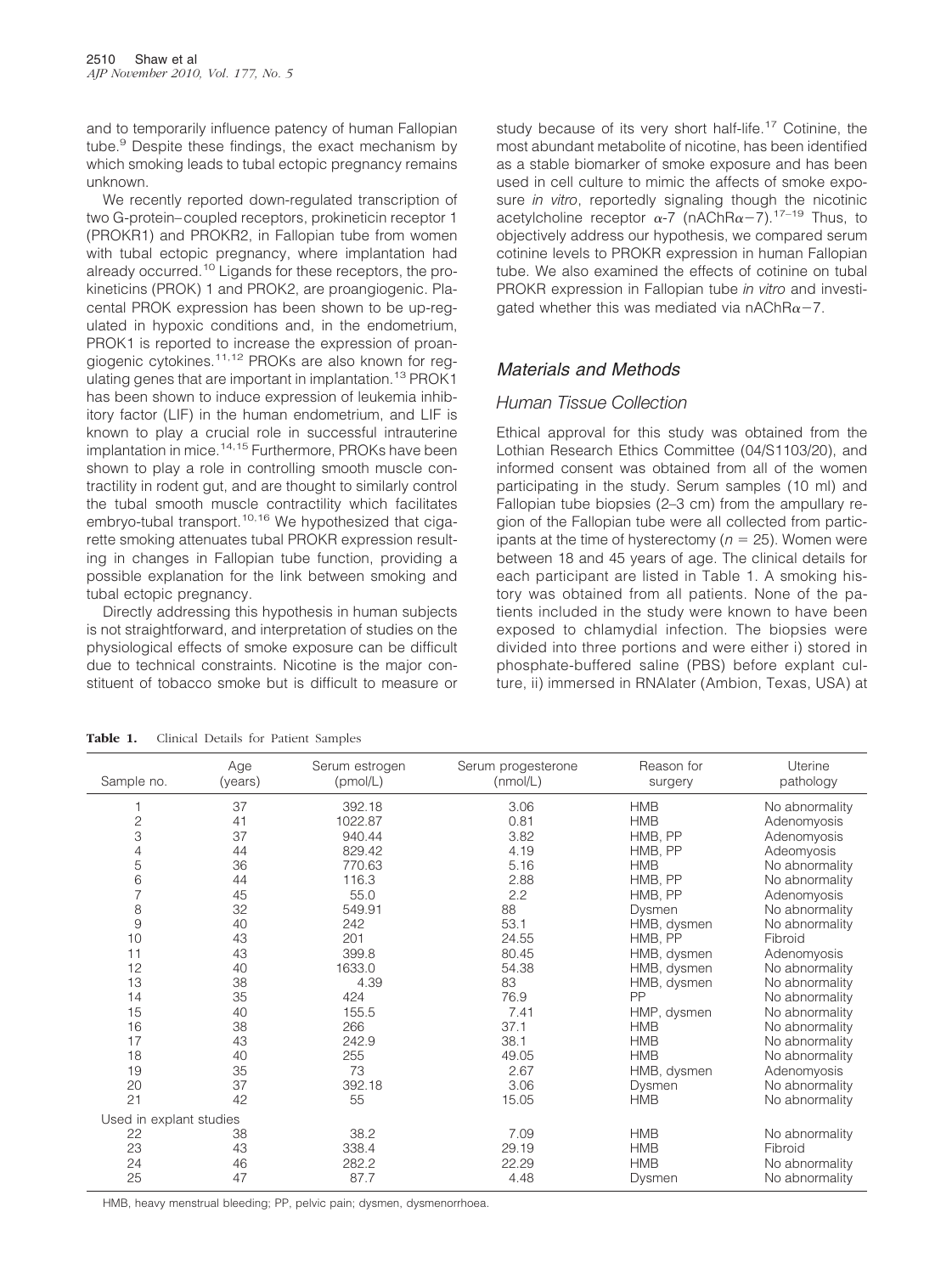and to temporarily influence patency of human Fallopian tube.[9] Despite these findings, the exact mechanism by which smoking leads to tubal ectopic pregnancy remains unknown.

We recently reported down-regulated transcription of two G-protein–coupled receptors, prokineticin receptor 1 (PROKR1) and PROKR2, in Fallopian tube from women with tubal ectopic pregnancy, where implantation had already occurred.[10] Ligands for these receptors, the prokineticins (PROK) 1 and PROK2, are proangiogenic. Placental PROK expression has been shown to be up-regulated in hypoxic conditions and, in the endometrium, PROK1 is reported to increase the expression of proangiogenic cytokines.[11,12] PROKs are also known for regulating genes that are important in implantation.[13] PROK1 has been shown to induce expression of leukemia inhibitory factor (LIF) in the human endometrium, and LIF is known to play a crucial role in successful intrauterine implantation in mice.[14,15] Furthermore, PROKs have been shown to play a role in controlling smooth muscle contractility in rodent gut, and are thought to similarly control the tubal smooth muscle contractility which facilitates embryo-tubal transport.[10,16] We hypothesized that cigarette smoking attenuates tubal PROKR expression resulting in changes in Fallopian tube function, providing a possible explanation for the link between smoking and tubal ectopic pregnancy.

Directly addressing this hypothesis in human subjects is not straightforward, and interpretation of studies on the physiological effects of smoke exposure can be difficult due to technical constraints. Nicotine is the major constituent of tobacco smoke but is difficult to measure or study because of its very short half-life.[17] Cotinine, the most abundant metabolite of nicotine, has been identified as a stable biomarker of smoke exposure and has been used in cell culture to mimic the affects of smoke exposure *in vitro*, reportedly signaling though the nicotinic acetylcholine receptor $\alpha$-7 (nAChR$\alpha$−7).[17–19] Thus, to objectively address our hypothesis, we compared serum cotinine levels to PROKR expression in human Fallopian tube. We also examined the effects of cotinine on tubal PROKR expression in Fallopian tube *in vitro* and investigated whether this was mediated via nAChR$\alpha$−7.

## Materials and Methods

### Human Tissue Collection

Ethical approval for this study was obtained from the Lothian Research Ethics Committee (04/S1103/20), and informed consent was obtained from all of the women participating in the study. Serum samples (10 ml) and Fallopian tube biopsies (2–3 cm) from the ampullary region of the Fallopian tube were all collected from participants at the time of hysterectomy ($n$ = 25). Women were between 18 and 45 years of age. The clinical details for each participant are listed in Table 1. A smoking history was obtained from all patients. None of the patients included in the study were known to have been exposed to chlamydial infection. The biopsies were divided into three portions and were either i) stored in phosphate-buffered saline (PBS) before explant culture, ii) immersed in RNAlater (Ambion, Texas, USA) at

**Table 1.** Clinical Details for Patient Samples

| Sample no. | Age (years) | Serum estrogen (pmol/L) | Serum progesterone (nmol/L) | Reason for surgery | Uterine pathology |
|---|---|---|---|---|---|
| 1 | 37 | 392.18 | 3.06 | HMB | No abnormality |
| 2 | 41 | 1022.87 | 0.81 | HMB | Adenomyosis |
| 3 | 37 | 940.44 | 3.82 | HMB, PP | Adenomyosis |
| 4 | 44 | 829.42 | 4.19 | HMB, PP | Adeomyosis |
| 5 | 36 | 770.63 | 5.16 | HMB | No abnormality |
| 6 | 44 | 116.3 | 2.88 | HMB, PP | No abnormality |
| 7 | 45 | 55.0 | 2.2 | HMB, PP | Adenomyosis |
| 8 | 32 | 549.91 | 88 | Dysmen | No abnormality |
| 9 | 40 | 242 | 53.1 | HMB, dysmen | No abnormality |
| 10 | 43 | 201 | 24.55 | HMB, PP | Fibroid |
| 11 | 43 | 399.8 | 80.45 | HMB, dysmen | Adenomyosis |
| 12 | 40 | 1633.0 | 54.38 | HMB, dysmen | No abnormality |
| 13 | 38 | 4.39 | 83 | HMB, dysmen | No abnormality |
| 14 | 35 | 424 | 76.9 | PP | No abnormality |
| 15 | 40 | 155.5 | 7.41 | HMP, dysmen | No abnormality |
| 16 | 38 | 266 | 37.1 | HMB | No abnormality |
| 17 | 43 | 242.9 | 38.1 | HMB | No abnormality |
| 18 | 40 | 255 | 49.05 | HMB | No abnormality |
| 19 | 35 | 73 | 2.67 | HMB, dysmen | Adenomyosis |
| 20 | 37 | 392.18 | 3.06 | Dysmen | No abnormality |
| 21 | 42 | 55 | 15.05 | HMB | No abnormality |
| Used in explant studies | | | | | |
| 22 | 38 | 38.2 | 7.09 | HMB | No abnormality |
| 23 | 43 | 338.4 | 29.19 | HMB | Fibroid |
| 24 | 46 | 282.2 | 22.29 | HMB | No abnormality |
| 25 | 47 | 87.7 | 4.48 | Dysmen | No abnormality |

HMB, heavy menstrual bleeding; PP, pelvic pain; dysmen, dysmenorrhoea.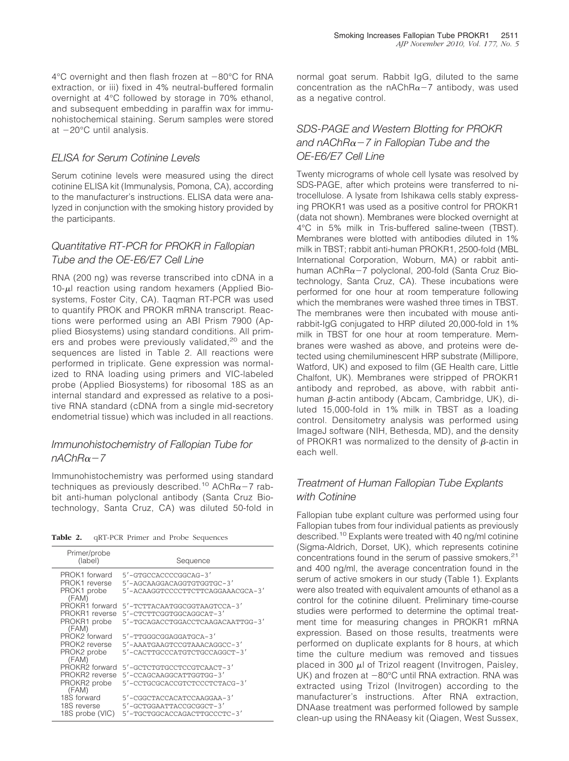4°C overnight and then flash frozen at −80°C for RNA extraction, or iii) fixed in 4% neutral-buffered formalin overnight at 4°C followed by storage in 70% ethanol, and subsequent embedding in paraffin wax for immunohistochemical staining. Serum samples were stored at −20°C until analysis.

## ELISA for Serum Cotinine Levels

Serum cotinine levels were measured using the direct cotinine ELISA kit (Immunalysis, Pomona, CA), according to the manufacturer's instructions. ELISA data were analyzed in conjunction with the smoking history provided by the participants.

## Quantitative RT-PCR for PROKR in Fallopian Tube and the OE-E6/E7 Cell Line

RNA (200 ng) was reverse transcribed into cDNA in a 10-μl reaction using random hexamers (Applied Biosystems, Foster City, CA). Taqman RT-PCR was used to quantify PROK and PROKR mRNA transcript. Reactions were performed using an ABI Prism 7900 (Applied Biosystems) using standard conditions. All primers and probes were previously validated,[20] and the sequences are listed in Table 2. All reactions were performed in triplicate. Gene expression was normalized to RNA loading using primers and VIC-labeled probe (Applied Biosystems) for ribosomal 18S as an internal standard and expressed as relative to a positive RNA standard (cDNA from a single mid-secretory endometrial tissue) which was included in all reactions.

## Immunohistochemistry of Fallopian Tube for nAChRα−7

Immunohistochemistry was performed using standard techniques as previously described.[10] AChRα−7 rabbit anti-human polyclonal antibody (Santa Cruz Biotechnology, Santa Cruz, CA) was diluted 50-fold in normal goat serum. Rabbit IgG, diluted to the same concentration as the nAChRα−7 antibody, was used as a negative control.

**Table 2.** qRT-PCR Primer and Probe Sequences

| Primer/probe (label) | Sequence |
|---|---|
| PROK1 forward | 5′-GTGCCACCCCGGCAG-3′ |
| PROK1 reverse | 5′-AGCAAGGACAGGTGTGGTGC-3′ |
| PROK1 probe (FAM) | 5′-ACAAGGTCCCCTTCTTCAGGAAACGCA-3′ |
| PROKR1 forward | 5′-TCTTACAATGGCGGTAAGTCCA-3′ |
| PROKR1 reverse | 5′-CTCTTCGGTGGCAGGCAT-3′ |
| PROKR1 probe (FAM) | 5′-TGCAGACCTGGACCTCAAGACAATTGG-3′ |
| PROK2 forward | 5′-TTGGGCGGAGGATGCA-3′ |
| PROK2 reverse | 5′-AAATGAAGTCCGTAAACAGGCC-3′ |
| PROK2 probe (FAM) | 5′-CACTTGCCCATGTCTGCCAGGCT-3′ |
| PROKR2 forward | 5′-GCTCTGTGCCTCCGTCAACT-3′ |
| PROKR2 reverse | 5′-CCAGCAAGGCATTGGTGG-3′ |
| PROKR2 probe (FAM) | 5′-CCTGCGCACCGTCTCCCTCTACG-3′ |
| 18S forward | 5′-CGGCTACCACATCCAAGGAA-3′ |
| 18S reverse | 5′-GCTGGAATTACCGCGGCT-3′ |
| 18S probe (VIC) | 5′-TGCTGGCACCAGACTTGCCCTC-3′ |

## SDS-PAGE and Western Blotting for PROKR and nAChRα−7 in Fallopian Tube and the OE-E6/E7 Cell Line

Twenty micrograms of whole cell lysate was resolved by SDS-PAGE, after which proteins were transferred to nitrocellulose. A lysate from Ishikawa cells stably expressing PROKR1 was used as a positive control for PROKR1 (data not shown). Membranes were blocked overnight at 4°C in 5% milk in Tris-buffered saline-tween (TBST). Membranes were blotted with antibodies diluted in 1% milk in TBST; rabbit anti-human PROKR1, 2500-fold (MBL International Corporation, Woburn, MA) or rabbit anti-human AChRα−7 polyclonal, 200-fold (Santa Cruz Biotechnology, Santa Cruz, CA). These incubations were performed for one hour at room temperature following which the membranes were washed three times in TBST. The membranes were then incubated with mouse anti-rabbit-IgG conjugated to HRP diluted 20,000-fold in 1% milk in TBST for one hour at room temperature. Membranes were washed as above, and proteins were detected using chemiluminescent HRP substrate (Millipore, Watford, UK) and exposed to film (GE Health care, Little Chalfont, UK). Membranes were stripped of PROKR1 antibody and reprobed, as above, with rabbit anti-human β-actin antibody (Abcam, Cambridge, UK), diluted 15,000-fold in 1% milk in TBST as a loading control. Densitometry analysis was performed using ImageJ software (NIH, Bethesda, MD), and the density of PROKR1 was normalized to the density of β-actin in each well.

## Treatment of Human Fallopian Tube Explants with Cotinine

Fallopian tube explant culture was performed using four Fallopian tubes from four individual patients as previously described.[10] Explants were treated with 40 ng/ml cotinine (Sigma-Aldrich, Dorset, UK), which represents cotinine concentrations found in the serum of passive smokers,[21] and 400 ng/ml, the average concentration found in the serum of active smokers in our study (Table 1). Explants were also treated with equivalent amounts of ethanol as a control for the cotinine diluent. Preliminary time-course studies were performed to determine the optimal treatment time for measuring changes in PROKR1 mRNA expression. Based on those results, treatments were performed on duplicate explants for 8 hours, at which time the culture medium was removed and tissues placed in 300 μl of Trizol reagent (Invitrogen, Paisley, UK) and frozen at −80°C until RNA extraction. RNA was extracted using Trizol (Invitrogen) according to the manufacturer's instructions. After RNA extraction, DNAase treatment was performed followed by sample clean-up using the RNAeasy kit (Qiagen, West Sussex,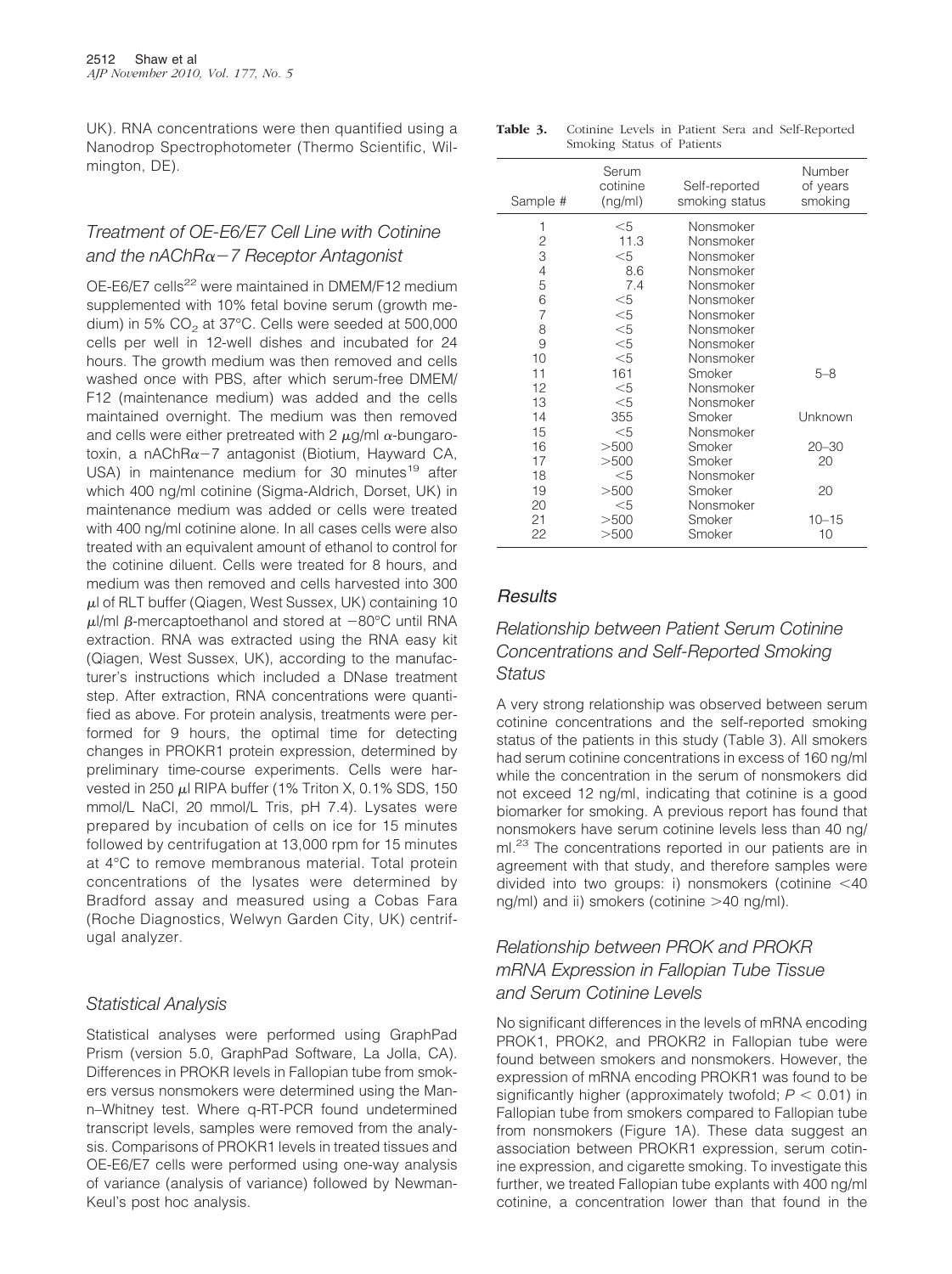UK). RNA concentrations were then quantified using a Nanodrop Spectrophotometer (Thermo Scientific, Wilmington, DE).

### Treatment of OE-E6/E7 Cell Line with Cotinine and the nAChRα−7 Receptor Antagonist

OE-E6/E7 cells[22] were maintained in DMEM/F12 medium supplemented with 10% fetal bovine serum (growth medium) in 5% $CO_2$ at 37°C. Cells were seeded at 500,000 cells per well in 12-well dishes and incubated for 24 hours. The growth medium was then removed and cells washed once with PBS, after which serum-free DMEM/F12 (maintenance medium) was added and the cells maintained overnight. The medium was then removed and cells were either pretreated with 2 μg/ml α-bungarotoxin, a nAChRα−7 antagonist (Biotium, Hayward CA, USA) in maintenance medium for 30 minutes[19] after which 400 ng/ml cotinine (Sigma-Aldrich, Dorset, UK) in maintenance medium was added or cells were treated with 400 ng/ml cotinine alone. In all cases cells were also treated with an equivalent amount of ethanol to control for the cotinine diluent. Cells were treated for 8 hours, and medium was then removed and cells harvested into 300 μl of RLT buffer (Qiagen, West Sussex, UK) containing 10 μl/ml β-mercaptoethanol and stored at −80°C until RNA extraction. RNA was extracted using the RNA easy kit (Qiagen, West Sussex, UK), according to the manufacturer's instructions which included a DNase treatment step. After extraction, RNA concentrations were quantified as above. For protein analysis, treatments were performed for 9 hours, the optimal time for detecting changes in PROKR1 protein expression, determined by preliminary time-course experiments. Cells were harvested in 250 μl RIPA buffer (1% Triton X, 0.1% SDS, 150 mmol/L NaCl, 20 mmol/L Tris, pH 7.4). Lysates were prepared by incubation of cells on ice for 15 minutes followed by centrifugation at 13,000 rpm for 15 minutes at 4°C to remove membranous material. Total protein concentrations of the lysates were determined by Bradford assay and measured using a Cobas Fara (Roche Diagnostics, Welwyn Garden City, UK) centrifugal analyzer.

### Statistical Analysis

Statistical analyses were performed using GraphPad Prism (version 5.0, GraphPad Software, La Jolla, CA). Differences in PROKR levels in Fallopian tube from smokers versus nonsmokers were determined using the Mann–Whitney test. Where q-RT-PCR found undetermined transcript levels, samples were removed from the analysis. Comparisons of PROKR1 levels in treated tissues and OE-E6/E7 cells were performed using one-way analysis of variance (analysis of variance) followed by Newman-Keul's post hoc analysis.

**Table 3.** Cotinine Levels in Patient Sera and Self-Reported Smoking Status of Patients

| Sample # | Serum cotinine (ng/ml) | Self-reported smoking status | Number of years smoking |
|---|---|---|---|
| 1 | <5 | Nonsmoker | |
| 2 | 11.3 | Nonsmoker | |
| 3 | <5 | Nonsmoker | |
| 4 | 8.6 | Nonsmoker | |
| 5 | 7.4 | Nonsmoker | |
| 6 | <5 | Nonsmoker | |
| 7 | <5 | Nonsmoker | |
| 8 | <5 | Nonsmoker | |
| 9 | <5 | Nonsmoker | |
| 10 | <5 | Nonsmoker | |
| 11 | 161 | Smoker | 5–8 |
| 12 | <5 | Nonsmoker | |
| 13 | <5 | Nonsmoker | |
| 14 | 355 | Smoker | Unknown |
| 15 | <5 | Nonsmoker | |
| 16 | >500 | Smoker | 20–30 |
| 17 | >500 | Smoker | 20 |
| 18 | <5 | Nonsmoker | |
| 19 | >500 | Smoker | 20 |
| 20 | <5 | Nonsmoker | |
| 21 | >500 | Smoker | 10–15 |
| 22 | >500 | Smoker | 10 |

## Results

### Relationship between Patient Serum Cotinine Concentrations and Self-Reported Smoking Status

A very strong relationship was observed between serum cotinine concentrations and the self-reported smoking status of the patients in this study (Table 3). All smokers had serum cotinine concentrations in excess of 160 ng/ml while the concentration in the serum of nonsmokers did not exceed 12 ng/ml, indicating that cotinine is a good biomarker for smoking. A previous report has found that nonsmokers have serum cotinine levels less than 40 ng/ml.[23] The concentrations reported in our patients are in agreement with that study, and therefore samples were divided into two groups: i) nonsmokers (cotinine <40 ng/ml) and ii) smokers (cotinine >40 ng/ml).

### Relationship between PROK and PROKR mRNA Expression in Fallopian Tube Tissue and Serum Cotinine Levels

No significant differences in the levels of mRNA encoding PROK1, PROK2, and PROKR2 in Fallopian tube were found between smokers and nonsmokers. However, the expression of mRNA encoding PROKR1 was found to be significantly higher (approximately twofold; $P < 0.01$) in Fallopian tube from smokers compared to Fallopian tube from nonsmokers (Figure 1A). These data suggest an association between PROKR1 expression, serum cotinine expression, and cigarette smoking. To investigate this further, we treated Fallopian tube explants with 400 ng/ml cotinine, a concentration lower than that found in the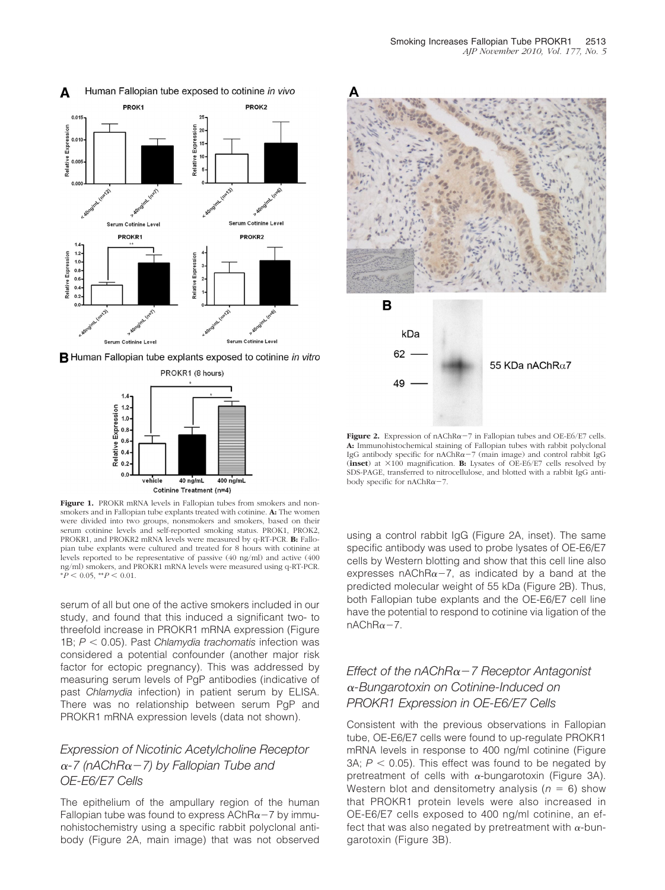**Figure 1.** PROKR mRNA levels in Fallopian tubes from smokers and nonsmokers and in Fallopian tube explants treated with cotinine. **A:** The women were divided into two groups, nonsmokers and smokers, based on their serum cotinine levels and self-reported smoking status. PROK1, PROK2, PROKR1, and PROKR2 mRNA levels were measured by q-RT-PCR. **B:** Fallopian tube explants were cultured and treated for 8 hours with cotinine at levels reported to be representative of passive (40 ng/ml) and active (400 ng/ml) smokers, and PROKR1 mRNA levels were measured using q-RT-PCR. $^{*}P < 0.05$, $^{**}P < 0.01$.

serum of all but one of the active smokers included in our study, and found that this induced a significant two- to threefold increase in PROKR1 mRNA expression (Figure 1B; $P < 0.05$). Past *Chlamydia trachomatis* infection was considered a potential confounder (another major risk factor for ectopic pregnancy). This was addressed by measuring serum levels of PgP antibodies (indicative of past *Chlamydia* infection) in patient serum by ELISA. There was no relationship between serum PgP and PROKR1 mRNA expression levels (data not shown).

## Expression of Nicotinic Acetylcholine Receptor α-7 (nAChRα−7) by Fallopian Tube and OE-E6/E7 Cells

The epithelium of the ampullary region of the human Fallopian tube was found to express AChRα−7 by immunohistochemistry using a specific rabbit polyclonal antibody (Figure 2A, main image) that was not observed using a control rabbit IgG (Figure 2A, inset). The same specific antibody was used to probe lysates of OE-E6/E7 cells by Western blotting and show that this cell line also expresses nAChRα−7, as indicated by a band at the predicted molecular weight of 55 kDa (Figure 2B). Thus, both Fallopian tube explants and the OE-E6/E7 cell line have the potential to respond to cotinine via ligation of the nAChRα−7.

**Figure 2.** Expression of nAChRα−7 in Fallopian tubes and OE-E6/E7 cells. **A:** Immunohistochemical staining of Fallopian tubes with rabbit polyclonal IgG antibody specific for nAChRα−7 (main image) and control rabbit IgG (**inset**) at ×100 magnification. **B:** Lysates of OE-E6/E7 cells resolved by SDS-PAGE, transferred to nitrocellulose, and blotted with a rabbit IgG antibody specific for nAChRα−7.

## Effect of the nAChRα−7 Receptor Antagonist α-Bungarotoxin on Cotinine-Induced on PROKR1 Expression in OE-E6/E7 Cells

Consistent with the previous observations in Fallopian tube, OE-E6/E7 cells were found to up-regulate PROKR1 mRNA levels in response to 400 ng/ml cotinine (Figure 3A; $P < 0.05$). This effect was found to be negated by pretreatment of cells with α-bungarotoxin (Figure 3A). Western blot and densitometry analysis ($n = 6$) show that PROKR1 protein levels were also increased in OE-E6/E7 cells exposed to 400 ng/ml cotinine, an effect that was also negated by pretreatment with α-bungarotoxin (Figure 3B).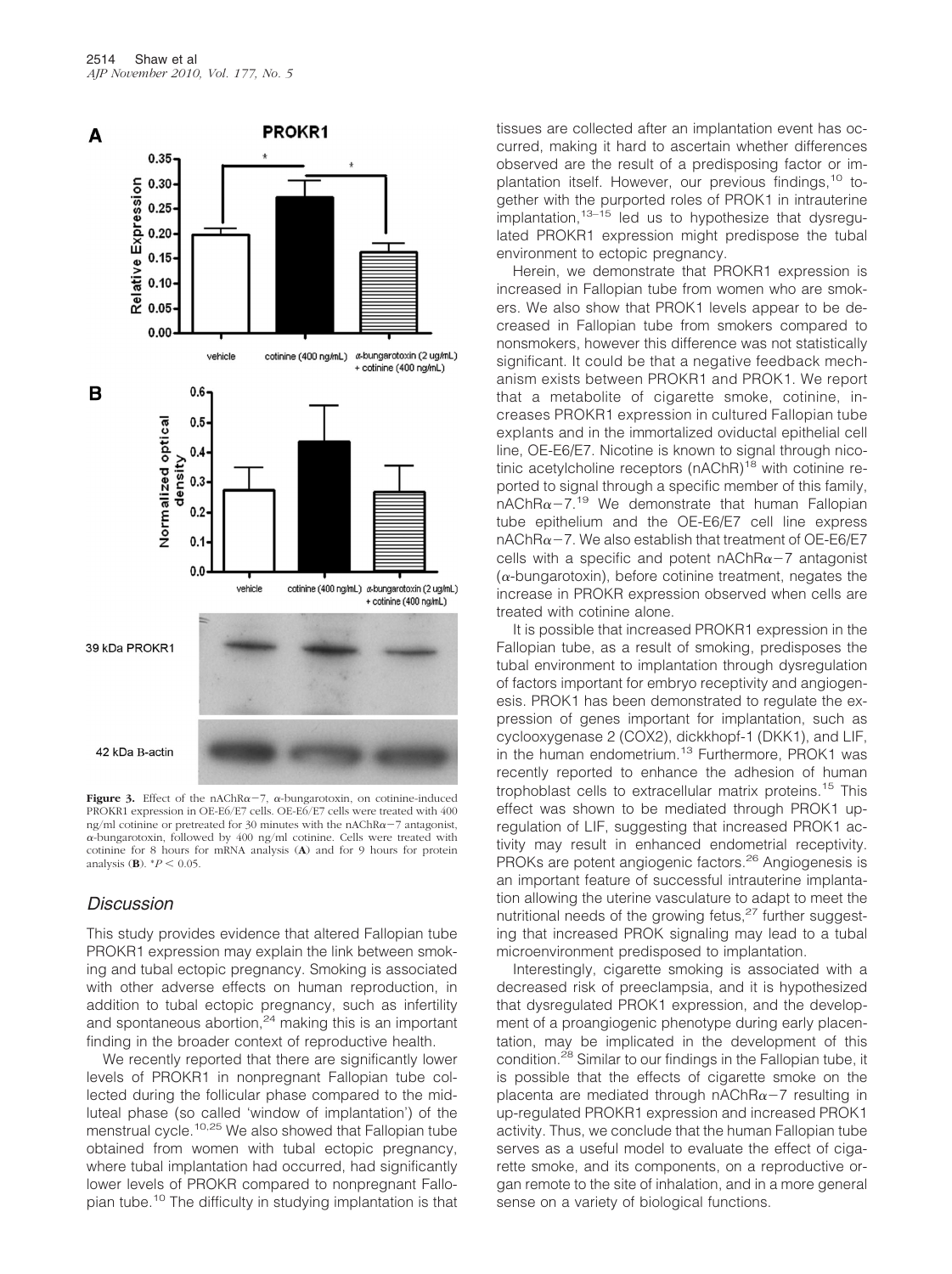**Figure 3.** Effect of the nAChR$\alpha-7$, $\alpha$-bungarotoxin, on cotinine-induced PROKR1 expression in OE-E6/E7 cells. OE-E6/E7 cells were treated with 400 ng/ml cotinine or pretreated for 30 minutes with the nAChR$\alpha-7$ antagonist, $\alpha$-bungarotoxin, followed by 400 ng/ml cotinine. Cells were treated with cotinine for 8 hours for mRNA analysis (**A**) and for 9 hours for protein analysis (**B**). $^{*}P < 0.05$.

## Discussion

This study provides evidence that altered Fallopian tube PROKR1 expression may explain the link between smoking and tubal ectopic pregnancy. Smoking is associated with other adverse effects on human reproduction, in addition to tubal ectopic pregnancy, such as infertility and spontaneous abortion,[24] making this is an important finding in the broader context of reproductive health.

We recently reported that there are significantly lower levels of PROKR1 in nonpregnant Fallopian tube collected during the follicular phase compared to the mid-luteal phase (so called 'window of implantation') of the menstrual cycle.[10,25] We also showed that Fallopian tube obtained from women with tubal ectopic pregnancy, where tubal implantation had occurred, had significantly lower levels of PROKR compared to nonpregnant Fallopian tube.[10] The difficulty in studying implantation is that tissues are collected after an implantation event has occurred, making it hard to ascertain whether differences observed are the result of a predisposing factor or implantation itself. However, our previous findings,[10] together with the purported roles of PROK1 in intrauterine implantation,[13–15] led us to hypothesize that dysregulated PROKR1 expression might predispose the tubal environment to ectopic pregnancy.

Herein, we demonstrate that PROKR1 expression is increased in Fallopian tube from women who are smokers. We also show that PROK1 levels appear to be decreased in Fallopian tube from smokers compared to nonsmokers, however this difference was not statistically significant. It could be that a negative feedback mechanism exists between PROKR1 and PROK1. We report that a metabolite of cigarette smoke, cotinine, increases PROKR1 expression in cultured Fallopian tube explants and in the immortalized oviductal epithelial cell line, OE-E6/E7. Nicotine is known to signal through nicotinic acetylcholine receptors (nAChR)[18] with cotinine reported to signal through a specific member of this family, nAChR$\alpha-7$.[19] We demonstrate that human Fallopian tube epithelium and the OE-E6/E7 cell line express nAChR$\alpha-7$. We also establish that treatment of OE-E6/E7 cells with a specific and potent nAChR$\alpha-7$ antagonist ($\alpha$-bungarotoxin), before cotinine treatment, negates the increase in PROKR expression observed when cells are treated with cotinine alone.

It is possible that increased PROKR1 expression in the Fallopian tube, as a result of smoking, predisposes the tubal environment to implantation through dysregulation of factors important for embryo receptivity and angiogenesis. PROK1 has been demonstrated to regulate the expression of genes important for implantation, such as cyclooxygenase 2 (COX2), dickkhopf-1 (DKK1), and LIF, in the human endometrium.[13] Furthermore, PROK1 was recently reported to enhance the adhesion of human trophoblast cells to extracellular matrix proteins.[15] This effect was shown to be mediated through PROK1 up-regulation of LIF, suggesting that increased PROK1 activity may result in enhanced endometrial receptivity. PROKs are potent angiogenic factors.[26] Angiogenesis is an important feature of successful intrauterine implantation allowing the uterine vasculature to adapt to meet the nutritional needs of the growing fetus,[27] further suggesting that increased PROK signaling may lead to a tubal microenvironment predisposed to implantation.

Interestingly, cigarette smoking is associated with a decreased risk of preeclampsia, and it is hypothesized that dysregulated PROK1 expression, and the development of a proangiogenic phenotype during early placentation, may be implicated in the development of this condition.[28] Similar to our findings in the Fallopian tube, it is possible that the effects of cigarette smoke on the placenta are mediated through nAChR$\alpha-7$ resulting in up-regulated PROKR1 expression and increased PROK1 activity. Thus, we conclude that the human Fallopian tube serves as a useful model to evaluate the effect of cigarette smoke, and its components, on a reproductive organ remote to the site of inhalation, and in a more general sense on a variety of biological functions.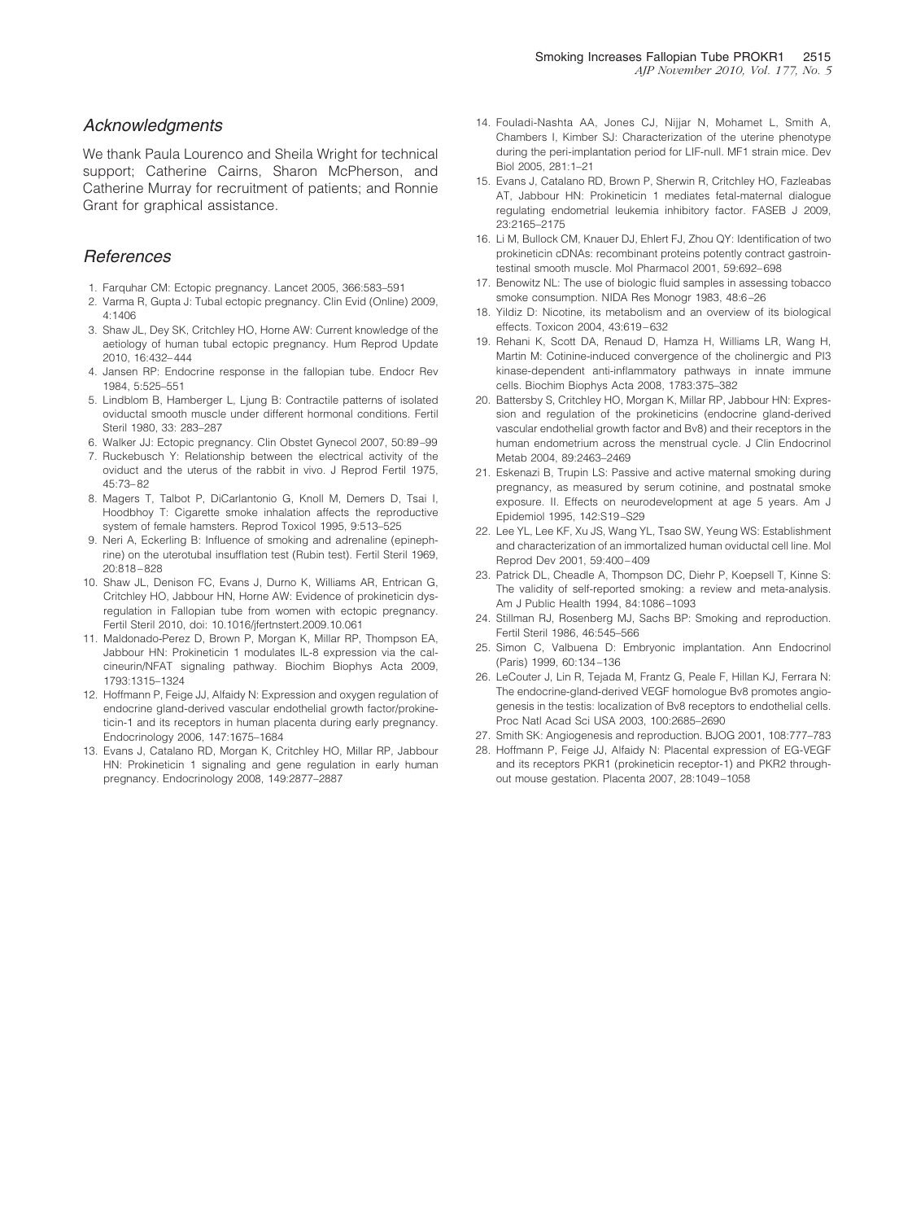## Acknowledgments

We thank Paula Lourenco and Sheila Wright for technical support; Catherine Cairns, Sharon McPherson, and Catherine Murray for recruitment of patients; and Ronnie Grant for graphical assistance.

## References

1. Farquhar CM: Ectopic pregnancy. Lancet 2005, 366:583–591
2. Varma R, Gupta J: Tubal ectopic pregnancy. Clin Evid (Online) 2009, 4:1406
3. Shaw JL, Dey SK, Critchley HO, Horne AW: Current knowledge of the aetiology of human tubal ectopic pregnancy. Hum Reprod Update 2010, 16:432–444
4. Jansen RP: Endocrine response in the fallopian tube. Endocr Rev 1984, 5:525–551
5. Lindblom B, Hamberger L, Ljung B: Contractile patterns of isolated oviductal smooth muscle under different hormonal conditions. Fertil Steril 1980, 33: 283–287
6. Walker JJ: Ectopic pregnancy. Clin Obstet Gynecol 2007, 50:89–99
7. Ruckebusch Y: Relationship between the electrical activity of the oviduct and the uterus of the rabbit in vivo. J Reprod Fertil 1975, 45:73–82
8. Magers T, Talbot P, DiCarlantonio G, Knoll M, Demers D, Tsai I, Hoodbhoy T: Cigarette smoke inhalation affects the reproductive system of female hamsters. Reprod Toxicol 1995, 9:513–525
9. Neri A, Eckerling B: Influence of smoking and adrenaline (epinephrine) on the uterotubal insufflation test (Rubin test). Fertil Steril 1969, 20:818–828
10. Shaw JL, Denison FC, Evans J, Durno K, Williams AR, Entrican G, Critchley HO, Jabbour HN, Horne AW: Evidence of prokineticin dysregulation in Fallopian tube from women with ectopic pregnancy. Fertil Steril 2010, doi: 10.1016/jfertnstert.2009.10.061
11. Maldonado-Perez D, Brown P, Morgan K, Millar RP, Thompson EA, Jabbour HN: Prokineticin 1 modulates IL-8 expression via the calcineurin/NFAT signaling pathway. Biochim Biophys Acta 2009, 1793:1315–1324
12. Hoffmann P, Feige JJ, Alfaidy N: Expression and oxygen regulation of endocrine gland-derived vascular endothelial growth factor/prokineticin-1 and its receptors in human placenta during early pregnancy. Endocrinology 2006, 147:1675–1684
13. Evans J, Catalano RD, Morgan K, Critchley HO, Millar RP, Jabbour HN: Prokineticin 1 signaling and gene regulation in early human pregnancy. Endocrinology 2008, 149:2877–2887
14. Fouladi-Nashta AA, Jones CJ, Nijjar N, Mohamet L, Smith A, Chambers I, Kimber SJ: Characterization of the uterine phenotype during the peri-implantation period for LIF-null. MF1 strain mice. Dev Biol 2005, 281:1–21
15. Evans J, Catalano RD, Brown P, Sherwin R, Critchley HO, Fazleabas AT, Jabbour HN: Prokineticin 1 mediates fetal-maternal dialogue regulating endometrial leukemia inhibitory factor. FASEB J 2009, 23:2165–2175
16. Li M, Bullock CM, Knauer DJ, Ehlert FJ, Zhou QY: Identification of two prokineticin cDNAs: recombinant proteins potently contract gastrointestinal smooth muscle. Mol Pharmacol 2001, 59:692–698
17. Benowitz NL: The use of biologic fluid samples in assessing tobacco smoke consumption. NIDA Res Monogr 1983, 48:6–26
18. Yildiz D: Nicotine, its metabolism and an overview of its biological effects. Toxicon 2004, 43:619–632
19. Rehani K, Scott DA, Renaud D, Hamza H, Williams LR, Wang H, Martin M: Cotinine-induced convergence of the cholinergic and PI3 kinase-dependent anti-inflammatory pathways in innate immune cells. Biochim Biophys Acta 2008, 1783:375–382
20. Battersby S, Critchley HO, Morgan K, Millar RP, Jabbour HN: Expression and regulation of the prokineticins (endocrine gland-derived vascular endothelial growth factor and Bv8) and their receptors in the human endometrium across the menstrual cycle. J Clin Endocrinol Metab 2004, 89:2463–2469
21. Eskenazi B, Trupin LS: Passive and active maternal smoking during pregnancy, as measured by serum cotinine, and postnatal smoke exposure. II. Effects on neurodevelopment at age 5 years. Am J Epidemiol 1995, 142:S19–S29
22. Lee YL, Lee KF, Xu JS, Wang YL, Tsao SW, Yeung WS: Establishment and characterization of an immortalized human oviductal cell line. Mol Reprod Dev 2001, 59:400–409
23. Patrick DL, Cheadle A, Thompson DC, Diehr P, Koepsell T, Kinne S: The validity of self-reported smoking: a review and meta-analysis. Am J Public Health 1994, 84:1086–1093
24. Stillman RJ, Rosenberg MJ, Sachs BP: Smoking and reproduction. Fertil Steril 1986, 46:545–566
25. Simon C, Valbuena D: Embryonic implantation. Ann Endocrinol (Paris) 1999, 60:134–136
26. LeCouter J, Lin R, Tejada M, Frantz G, Peale F, Hillan KJ, Ferrara N: The endocrine-gland-derived VEGF homologue Bv8 promotes angiogenesis in the testis: localization of Bv8 receptors to endothelial cells. Proc Natl Acad Sci USA 2003, 100:2685–2690
27. Smith SK: Angiogenesis and reproduction. BJOG 2001, 108:777–783
28. Hoffmann P, Feige JJ, Alfaidy N: Placental expression of EG-VEGF and its receptors PKR1 (prokineticin receptor-1) and PKR2 throughout mouse gestation. Placenta 2007, 28:1049–1058